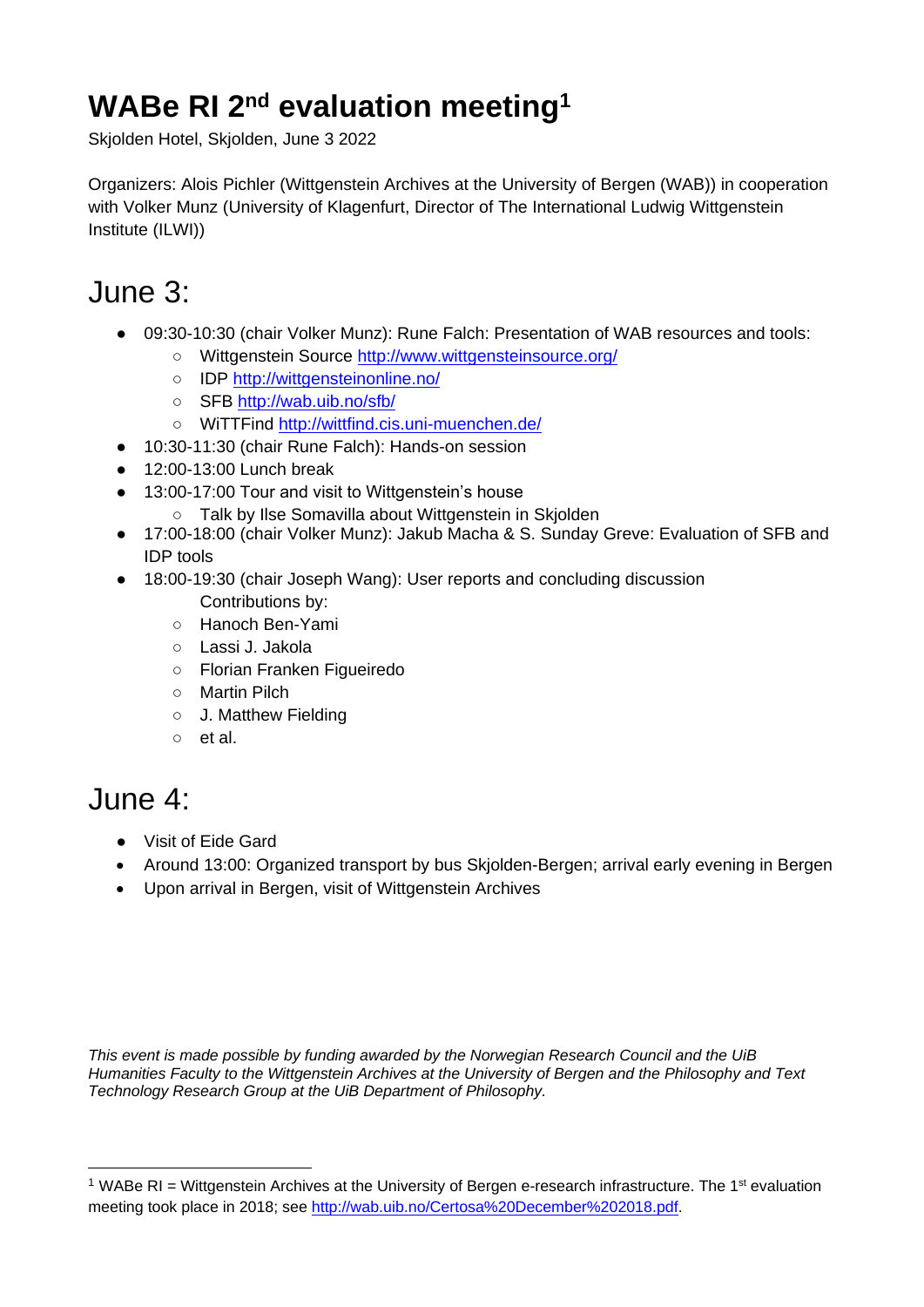# WABe RI 2nd evaluation meeting[1]

Skjolden Hotel, Skjolden, June 3 2022

Organizers: Alois Pichler (Wittgenstein Archives at the University of Bergen (WAB)) in cooperation with Volker Munz (University of Klagenfurt, Director of The International Ludwig Wittgenstein Institute (ILWI))

# June 3:

- 09:30-10:30 (chair Volker Munz): Rune Falch: Presentation of WAB resources and tools:
  - Wittgenstein Source http://www.wittgensteinsource.org/
  - IDP http://wittgensteinonline.no/
  - SFB http://wab.uib.no/sfb/
  - WiTTFind http://wittfind.cis.uni-muenchen.de/
- 10:30-11:30 (chair Rune Falch): Hands-on session
- 12:00-13:00 Lunch break
- 13:00-17:00 Tour and visit to Wittgenstein's house
  - Talk by Ilse Somavilla about Wittgenstein in Skjolden
- 17:00-18:00 (chair Volker Munz): Jakub Macha & S. Sunday Greve: Evaluation of SFB and IDP tools
- 18:00-19:30 (chair Joseph Wang): User reports and concluding discussion

  Contributions by:
  - Hanoch Ben-Yami
  - Lassi J. Jakola
  - Florian Franken Figueiredo
  - Martin Pilch
  - J. Matthew Fielding
  - et al.

# June 4:

- Visit of Eide Gard
- Around 13:00: Organized transport by bus Skjolden-Bergen; arrival early evening in Bergen
- Upon arrival in Bergen, visit of Wittgenstein Archives

*This event is made possible by funding awarded by the Norwegian Research Council and the UiB Humanities Faculty to the Wittgenstein Archives at the University of Bergen and the Philosophy and Text Technology Research Group at the UiB Department of Philosophy.*

[1] WABe RI = Wittgenstein Archives at the University of Bergen e-research infrastructure. The 1st evaluation meeting took place in 2018; see http://wab.uib.no/Certosa%20December%202018.pdf.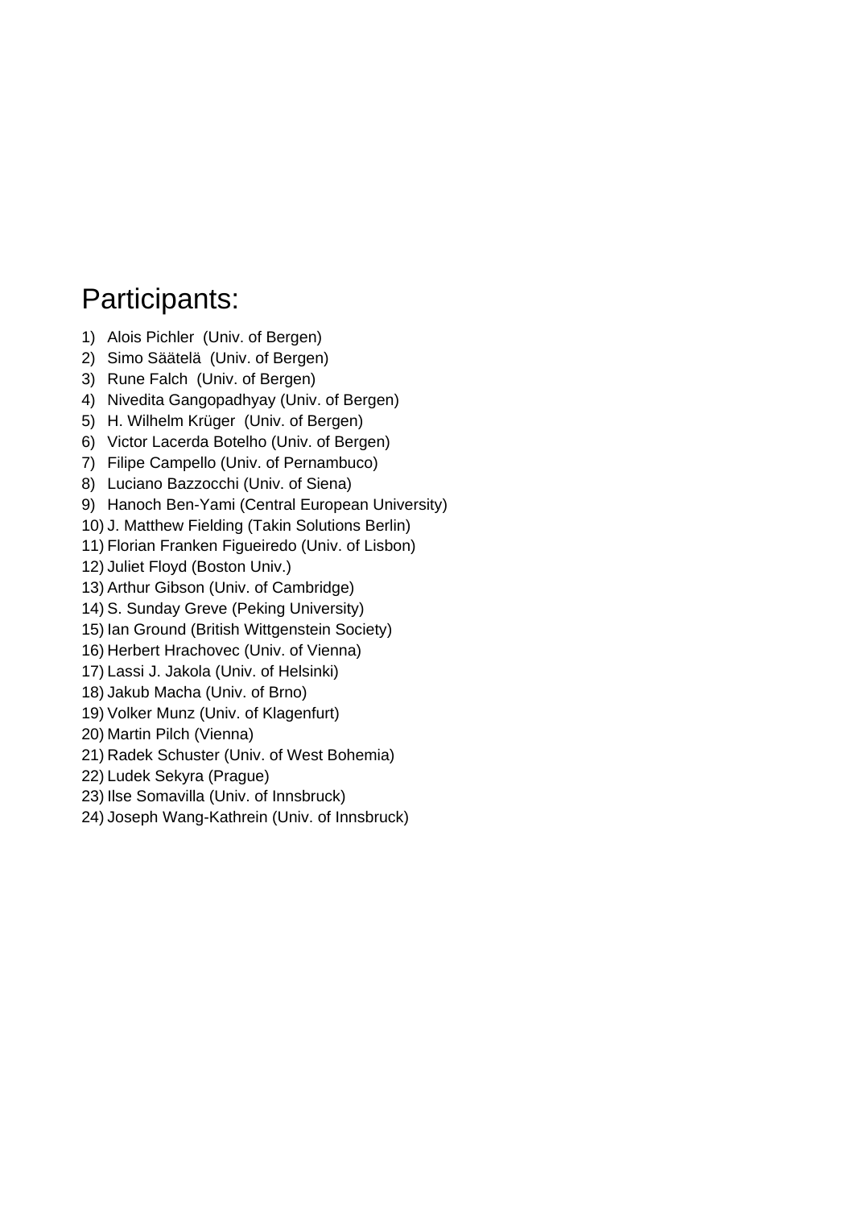# Participants:

1) Alois Pichler (Univ. of Bergen)
2) Simo Säätelä (Univ. of Bergen)
3) Rune Falch (Univ. of Bergen)
4) Nivedita Gangopadhyay (Univ. of Bergen)
5) H. Wilhelm Krüger (Univ. of Bergen)
6) Victor Lacerda Botelho (Univ. of Bergen)
7) Filipe Campello (Univ. of Pernambuco)
8) Luciano Bazzocchi (Univ. of Siena)
9) Hanoch Ben-Yami (Central European University)
10) J. Matthew Fielding (Takin Solutions Berlin)
11) Florian Franken Figueiredo (Univ. of Lisbon)
12) Juliet Floyd (Boston Univ.)
13) Arthur Gibson (Univ. of Cambridge)
14) S. Sunday Greve (Peking University)
15) Ian Ground (British Wittgenstein Society)
16) Herbert Hrachovec (Univ. of Vienna)
17) Lassi J. Jakola (Univ. of Helsinki)
18) Jakub Macha (Univ. of Brno)
19) Volker Munz (Univ. of Klagenfurt)
20) Martin Pilch (Vienna)
21) Radek Schuster (Univ. of West Bohemia)
22) Ludek Sekyra (Prague)
23) Ilse Somavilla (Univ. of Innsbruck)
24) Joseph Wang-Kathrein (Univ. of Innsbruck)